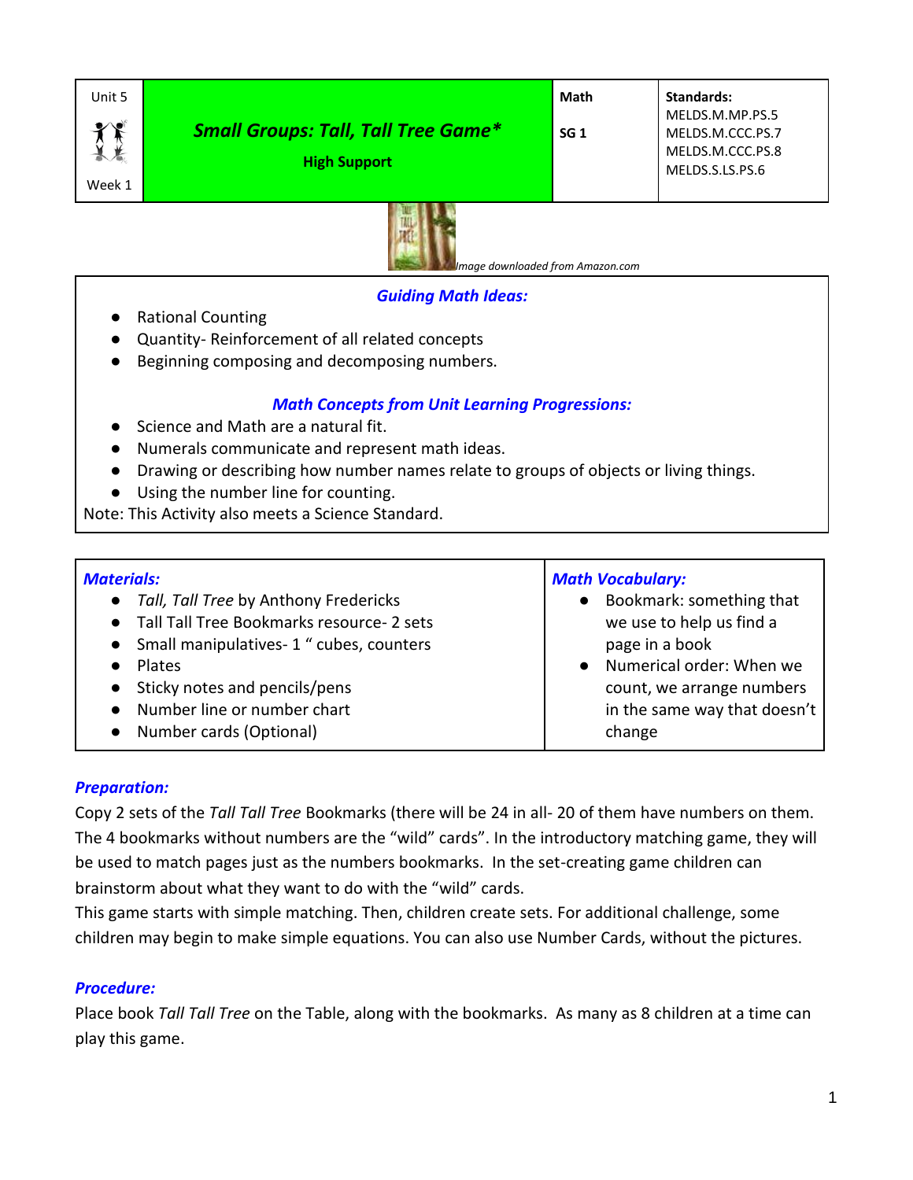| Unit 5<br><br>Week 1 | ***Small Groups: Tall, Tall Tree Game****<br>**High Support** | **Math**<br><br>**SG 1** | **Standards:**<br>MELDS.M.MP.PS.5<br>MELDS.M.CCC.PS.7<br>MELDS.M.CCC.PS.8<br>MELDS.S.LS.PS.6 |
|---|---|---|---|

*Image downloaded from Amazon.com*

## *Guiding Math Ideas:*

- Rational Counting
- Quantity- Reinforcement of all related concepts
- Beginning composing and decomposing numbers.

## *Math Concepts from Unit Learning Progressions:*

- Science and Math are a natural fit.
- Numerals communicate and represent math ideas.
- Drawing or describing how number names relate to groups of objects or living things.
- Using the number line for counting.

Note: This Activity also meets a Science Standard.

| *Materials:* | *Math Vocabulary:* |
|---|---|
| • *Tall, Tall Tree* by Anthony Fredericks<br>• Tall Tall Tree Bookmarks resource- 2 sets<br>• Small manipulatives- 1 " cubes, counters<br>• Plates<br>• Sticky notes and pencils/pens<br>• Number line or number chart<br>• Number cards (Optional) | • Bookmark: something that we use to help us find a page in a book<br>• Numerical order: When we count, we arrange numbers in the same way that doesn't change |

### *Preparation:*

Copy 2 sets of the *Tall Tall Tree* Bookmarks (there will be 24 in all- 20 of them have numbers on them. The 4 bookmarks without numbers are the "wild" cards". In the introductory matching game, they will be used to match pages just as the numbers bookmarks. In the set-creating game children can brainstorm about what they want to do with the "wild" cards.

This game starts with simple matching. Then, children create sets. For additional challenge, some children may begin to make simple equations. You can also use Number Cards, without the pictures.

### *Procedure:*

Place book *Tall Tall Tree* on the Table, along with the bookmarks. As many as 8 children at a time can play this game.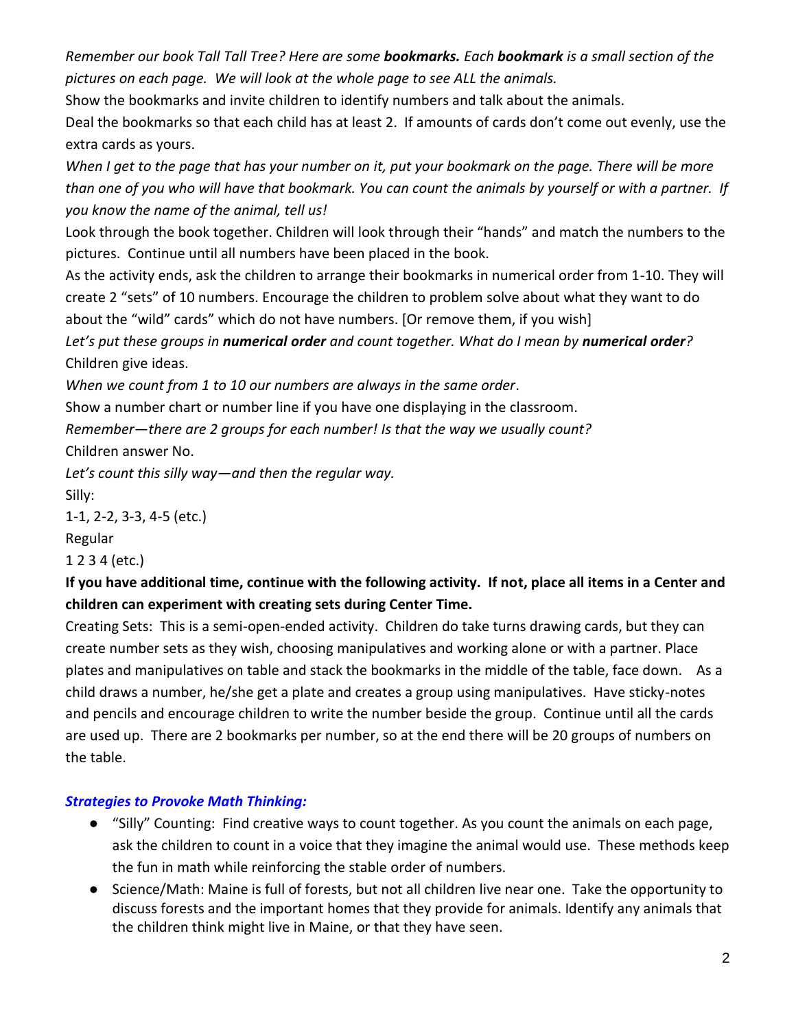*Remember our book Tall Tall Tree? Here are some* ***bookmarks.*** *Each* ***bookmark*** *is a small section of the pictures on each page. We will look at the whole page to see ALL the animals.*

Show the bookmarks and invite children to identify numbers and talk about the animals.

Deal the bookmarks so that each child has at least 2. If amounts of cards don't come out evenly, use the extra cards as yours.

*When I get to the page that has your number on it, put your bookmark on the page. There will be more than one of you who will have that bookmark. You can count the animals by yourself or with a partner. If you know the name of the animal, tell us!*

Look through the book together. Children will look through their "hands" and match the numbers to the pictures. Continue until all numbers have been placed in the book.

As the activity ends, ask the children to arrange their bookmarks in numerical order from 1-10. They will create 2 "sets" of 10 numbers. Encourage the children to problem solve about what they want to do about the "wild" cards" which do not have numbers. [Or remove them, if you wish]

*Let's put these groups in* ***numerical order*** *and count together. What do I mean by* ***numerical order****?*

Children give ideas.

*When we count from 1 to 10 our numbers are always in the same order*.

Show a number chart or number line if you have one displaying in the classroom.

*Remember—there are 2 groups for each number! Is that the way we usually count?*

Children answer No.

*Let's count this silly way—and then the regular way.*

Silly:

1-1, 2-2, 3-3, 4-5 (etc.)

Regular

1 2 3 4 (etc.)

**If you have additional time, continue with the following activity. If not, place all items in a Center and children can experiment with creating sets during Center Time.**

Creating Sets: This is a semi-open-ended activity. Children do take turns drawing cards, but they can create number sets as they wish, choosing manipulatives and working alone or with a partner. Place plates and manipulatives on table and stack the bookmarks in the middle of the table, face down. As a child draws a number, he/she get a plate and creates a group using manipulatives. Have sticky-notes and pencils and encourage children to write the number beside the group. Continue until all the cards are used up. There are 2 bookmarks per number, so at the end there will be 20 groups of numbers on the table.

### *Strategies to Provoke Math Thinking:*

- "Silly" Counting: Find creative ways to count together. As you count the animals on each page, ask the children to count in a voice that they imagine the animal would use. These methods keep the fun in math while reinforcing the stable order of numbers.
- Science/Math: Maine is full of forests, but not all children live near one. Take the opportunity to discuss forests and the important homes that they provide for animals. Identify any animals that the children think might live in Maine, or that they have seen.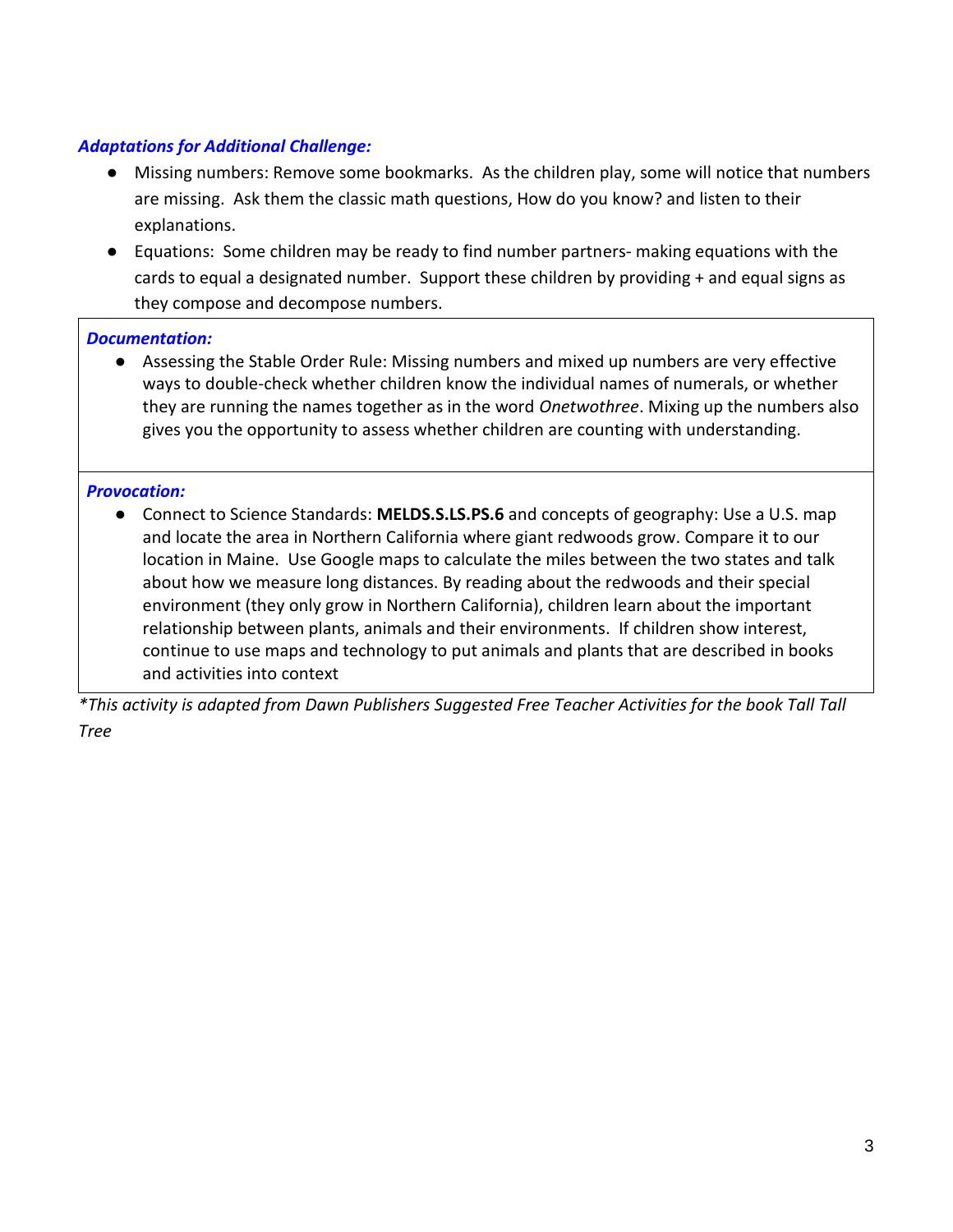***Adaptations for Additional Challenge:***

- Missing numbers: Remove some bookmarks. As the children play, some will notice that numbers are missing. Ask them the classic math questions, How do you know? and listen to their explanations.
- Equations: Some children may be ready to find number partners- making equations with the cards to equal a designated number. Support these children by providing + and equal signs as they compose and decompose numbers.

***Documentation:***

- Assessing the Stable Order Rule: Missing numbers and mixed up numbers are very effective ways to double-check whether children know the individual names of numerals, or whether they are running the names together as in the word *Onetwothree*. Mixing up the numbers also gives you the opportunity to assess whether children are counting with understanding.

***Provocation:***

- Connect to Science Standards: **MELDS.S.LS.PS.6** and concepts of geography: Use a U.S. map and locate the area in Northern California where giant redwoods grow. Compare it to our location in Maine. Use Google maps to calculate the miles between the two states and talk about how we measure long distances. By reading about the redwoods and their special environment (they only grow in Northern California), children learn about the important relationship between plants, animals and their environments. If children show interest, continue to use maps and technology to put animals and plants that are described in books and activities into context

**This activity is adapted from Dawn Publishers Suggested Free Teacher Activities for the book Tall Tall Tree*